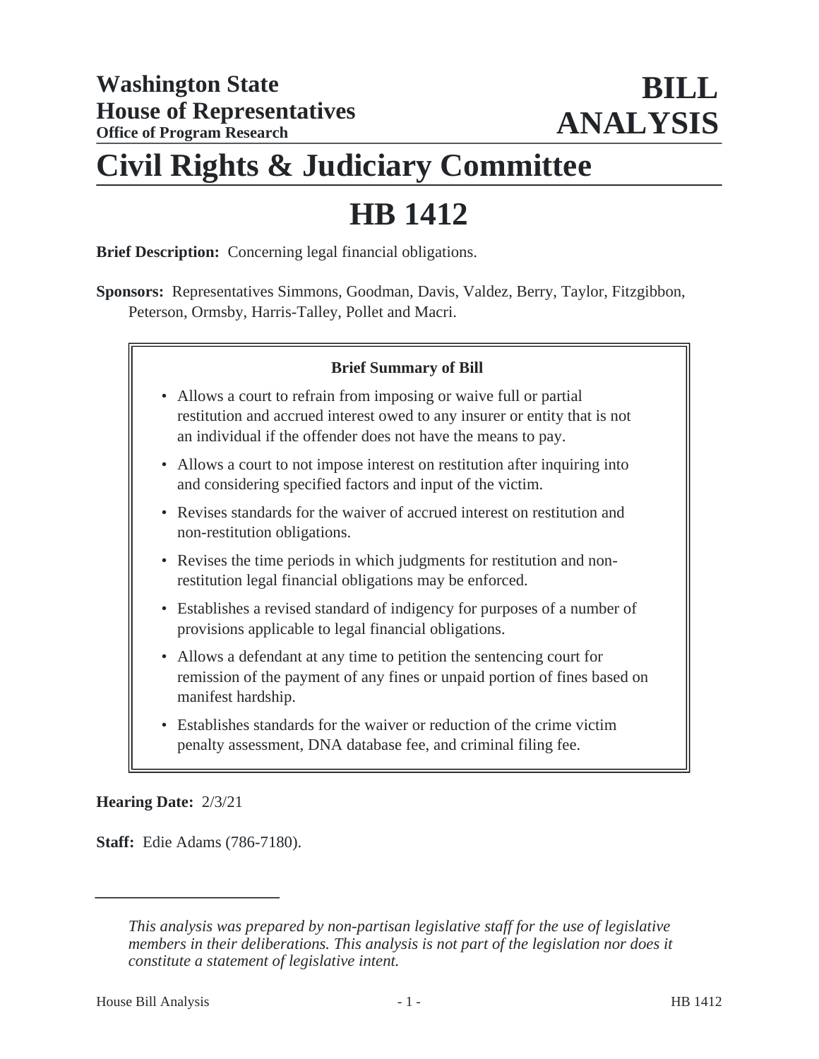**Washington State House of Representatives**
**Office of Program Research**

# BILL ANALYSIS

# Civil Rights & Judiciary Committee

# HB 1412

**Brief Description:** Concerning legal financial obligations.

**Sponsors:** Representatives Simmons, Goodman, Davis, Valdez, Berry, Taylor, Fitzgibbon, Peterson, Ormsby, Harris-Talley, Pollet and Macri.

**Brief Summary of Bill**

- Allows a court to refrain from imposing or waive full or partial restitution and accrued interest owed to any insurer or entity that is not an individual if the offender does not have the means to pay.
- Allows a court to not impose interest on restitution after inquiring into and considering specified factors and input of the victim.
- Revises standards for the waiver of accrued interest on restitution and non-restitution obligations.
- Revises the time periods in which judgments for restitution and non-restitution legal financial obligations may be enforced.
- Establishes a revised standard of indigency for purposes of a number of provisions applicable to legal financial obligations.
- Allows a defendant at any time to petition the sentencing court for remission of the payment of any fines or unpaid portion of fines based on manifest hardship.
- Establishes standards for the waiver or reduction of the crime victim penalty assessment, DNA database fee, and criminal filing fee.

**Hearing Date:** 2/3/21

**Staff:** Edie Adams (786-7180).

*This analysis was prepared by non-partisan legislative staff for the use of legislative members in their deliberations. This analysis is not part of the legislation nor does it constitute a statement of legislative intent.*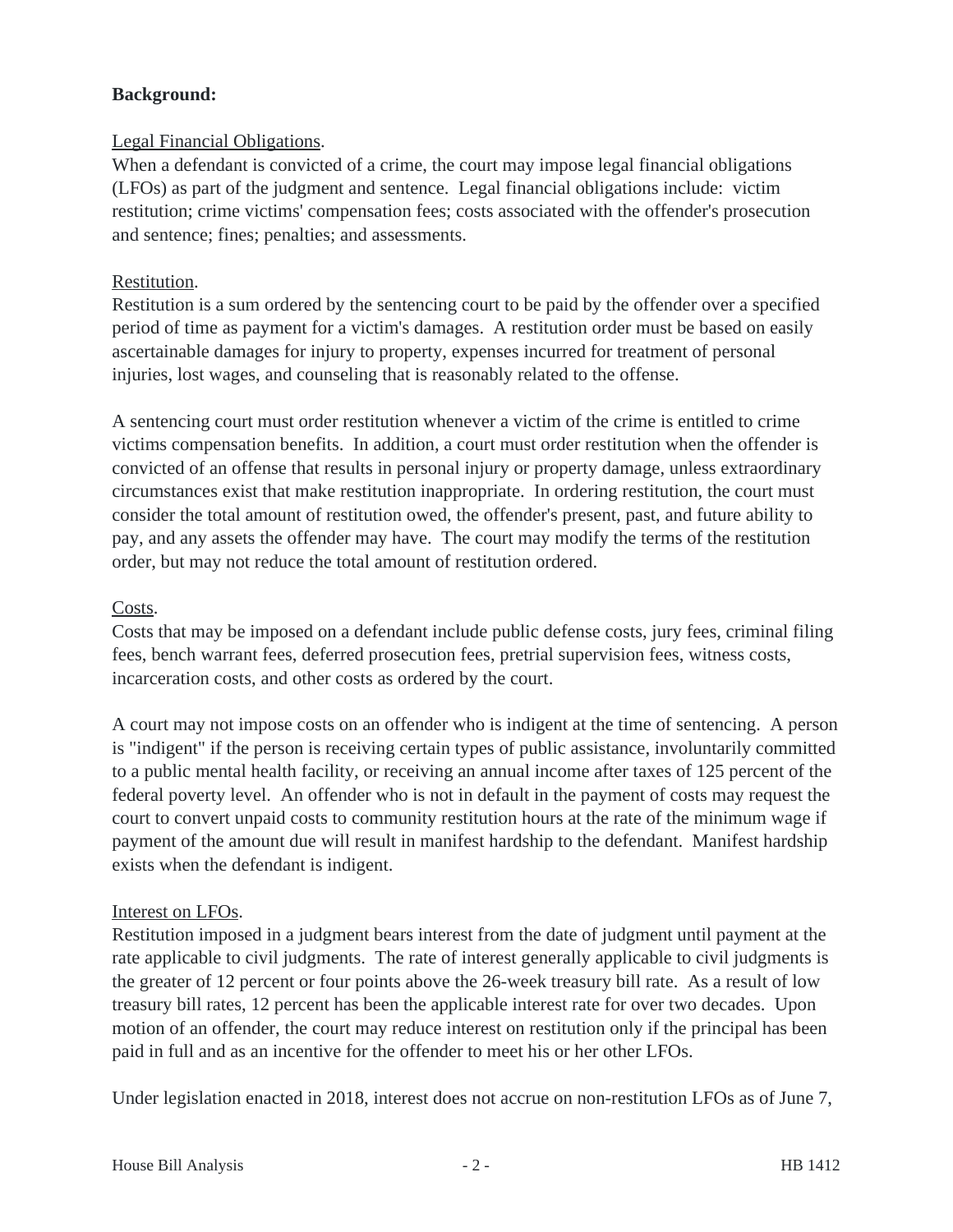**Background:**

Legal Financial Obligations.
When a defendant is convicted of a crime, the court may impose legal financial obligations (LFOs) as part of the judgment and sentence. Legal financial obligations include: victim restitution; crime victims' compensation fees; costs associated with the offender's prosecution and sentence; fines; penalties; and assessments.

Restitution.
Restitution is a sum ordered by the sentencing court to be paid by the offender over a specified period of time as payment for a victim's damages. A restitution order must be based on easily ascertainable damages for injury to property, expenses incurred for treatment of personal injuries, lost wages, and counseling that is reasonably related to the offense.

A sentencing court must order restitution whenever a victim of the crime is entitled to crime victims compensation benefits. In addition, a court must order restitution when the offender is convicted of an offense that results in personal injury or property damage, unless extraordinary circumstances exist that make restitution inappropriate. In ordering restitution, the court must consider the total amount of restitution owed, the offender's present, past, and future ability to pay, and any assets the offender may have. The court may modify the terms of the restitution order, but may not reduce the total amount of restitution ordered.

Costs.
Costs that may be imposed on a defendant include public defense costs, jury fees, criminal filing fees, bench warrant fees, deferred prosecution fees, pretrial supervision fees, witness costs, incarceration costs, and other costs as ordered by the court.

A court may not impose costs on an offender who is indigent at the time of sentencing. A person is "indigent" if the person is receiving certain types of public assistance, involuntarily committed to a public mental health facility, or receiving an annual income after taxes of 125 percent of the federal poverty level. An offender who is not in default in the payment of costs may request the court to convert unpaid costs to community restitution hours at the rate of the minimum wage if payment of the amount due will result in manifest hardship to the defendant. Manifest hardship exists when the defendant is indigent.

Interest on LFOs.
Restitution imposed in a judgment bears interest from the date of judgment until payment at the rate applicable to civil judgments. The rate of interest generally applicable to civil judgments is the greater of 12 percent or four points above the 26-week treasury bill rate. As a result of low treasury bill rates, 12 percent has been the applicable interest rate for over two decades. Upon motion of an offender, the court may reduce interest on restitution only if the principal has been paid in full and as an incentive for the offender to meet his or her other LFOs.

Under legislation enacted in 2018, interest does not accrue on non-restitution LFOs as of June 7,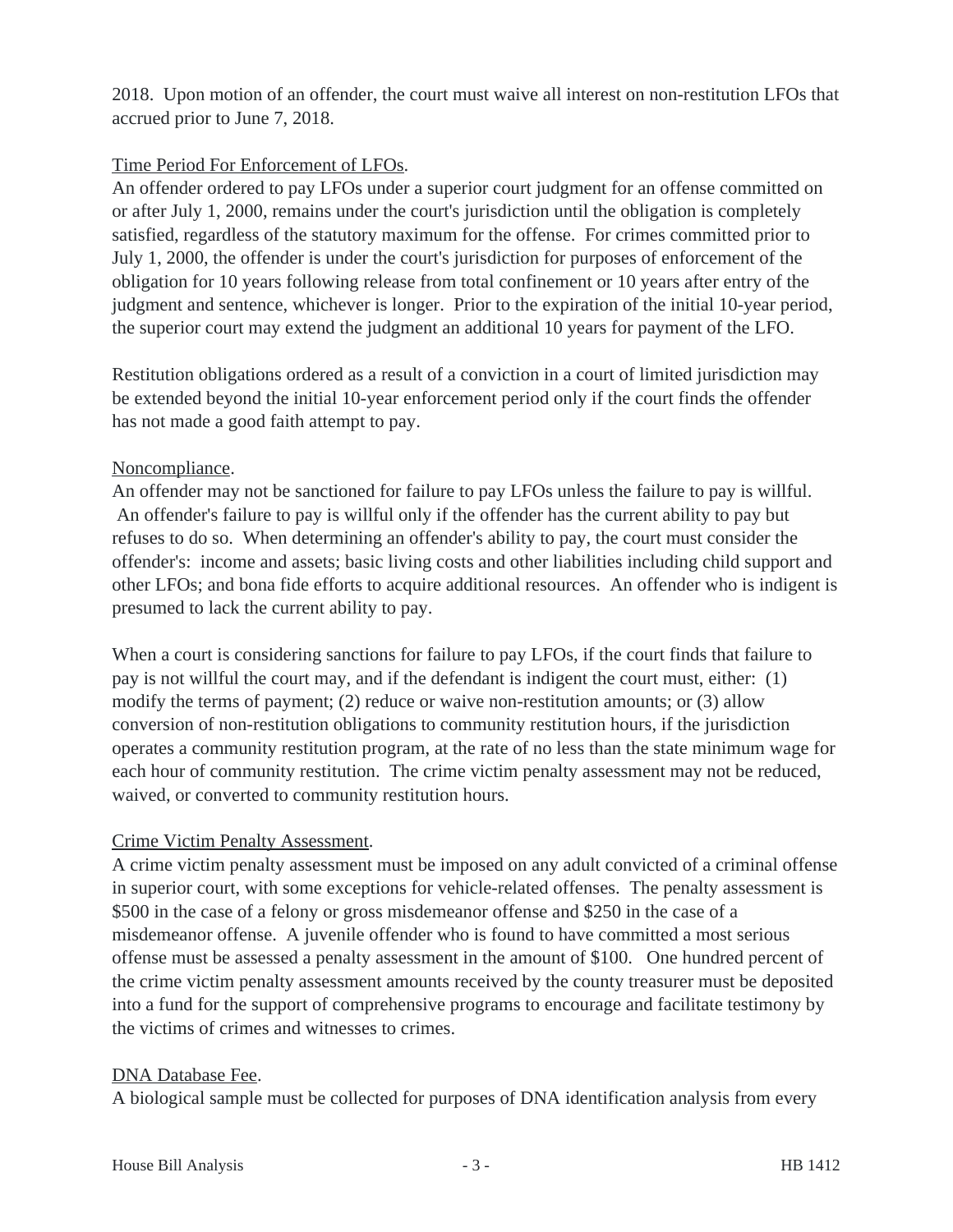2018. Upon motion of an offender, the court must waive all interest on non-restitution LFOs that accrued prior to June 7, 2018.

Time Period For Enforcement of LFOs.

An offender ordered to pay LFOs under a superior court judgment for an offense committed on or after July 1, 2000, remains under the court's jurisdiction until the obligation is completely satisfied, regardless of the statutory maximum for the offense. For crimes committed prior to July 1, 2000, the offender is under the court's jurisdiction for purposes of enforcement of the obligation for 10 years following release from total confinement or 10 years after entry of the judgment and sentence, whichever is longer. Prior to the expiration of the initial 10-year period, the superior court may extend the judgment an additional 10 years for payment of the LFO.

Restitution obligations ordered as a result of a conviction in a court of limited jurisdiction may be extended beyond the initial 10-year enforcement period only if the court finds the offender has not made a good faith attempt to pay.

Noncompliance.

An offender may not be sanctioned for failure to pay LFOs unless the failure to pay is willful. An offender's failure to pay is willful only if the offender has the current ability to pay but refuses to do so. When determining an offender's ability to pay, the court must consider the offender's: income and assets; basic living costs and other liabilities including child support and other LFOs; and bona fide efforts to acquire additional resources. An offender who is indigent is presumed to lack the current ability to pay.

When a court is considering sanctions for failure to pay LFOs, if the court finds that failure to pay is not willful the court may, and if the defendant is indigent the court must, either: (1) modify the terms of payment; (2) reduce or waive non-restitution amounts; or (3) allow conversion of non-restitution obligations to community restitution hours, if the jurisdiction operates a community restitution program, at the rate of no less than the state minimum wage for each hour of community restitution. The crime victim penalty assessment may not be reduced, waived, or converted to community restitution hours.

Crime Victim Penalty Assessment.

A crime victim penalty assessment must be imposed on any adult convicted of a criminal offense in superior court, with some exceptions for vehicle-related offenses. The penalty assessment is $500 in the case of a felony or gross misdemeanor offense and $250 in the case of a misdemeanor offense. A juvenile offender who is found to have committed a most serious offense must be assessed a penalty assessment in the amount of $100. One hundred percent of the crime victim penalty assessment amounts received by the county treasurer must be deposited into a fund for the support of comprehensive programs to encourage and facilitate testimony by the victims of crimes and witnesses to crimes.

DNA Database Fee.

A biological sample must be collected for purposes of DNA identification analysis from every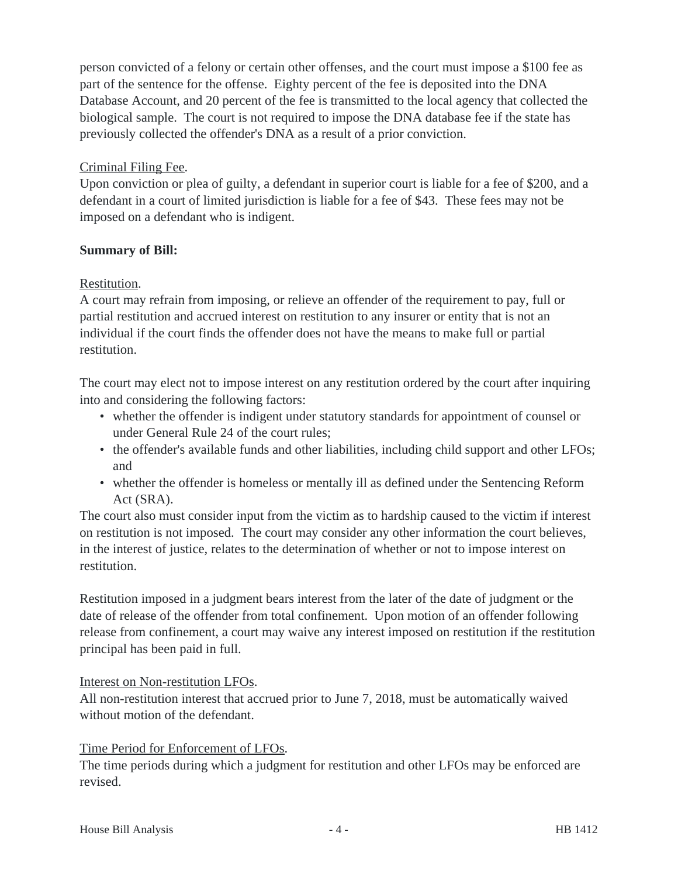person convicted of a felony or certain other offenses, and the court must impose a $100 fee as part of the sentence for the offense. Eighty percent of the fee is deposited into the DNA Database Account, and 20 percent of the fee is transmitted to the local agency that collected the biological sample. The court is not required to impose the DNA database fee if the state has previously collected the offender's DNA as a result of a prior conviction.

Criminal Filing Fee.
Upon conviction or plea of guilty, a defendant in superior court is liable for a fee of $200, and a defendant in a court of limited jurisdiction is liable for a fee of $43. These fees may not be imposed on a defendant who is indigent.

**Summary of Bill:**

Restitution.
A court may refrain from imposing, or relieve an offender of the requirement to pay, full or partial restitution and accrued interest on restitution to any insurer or entity that is not an individual if the court finds the offender does not have the means to make full or partial restitution.

The court may elect not to impose interest on any restitution ordered by the court after inquiring into and considering the following factors:

- whether the offender is indigent under statutory standards for appointment of counsel or under General Rule 24 of the court rules;
- the offender's available funds and other liabilities, including child support and other LFOs; and
- whether the offender is homeless or mentally ill as defined under the Sentencing Reform Act (SRA).

The court also must consider input from the victim as to hardship caused to the victim if interest on restitution is not imposed. The court may consider any other information the court believes, in the interest of justice, relates to the determination of whether or not to impose interest on restitution.

Restitution imposed in a judgment bears interest from the later of the date of judgment or the date of release of the offender from total confinement. Upon motion of an offender following release from confinement, a court may waive any interest imposed on restitution if the restitution principal has been paid in full.

Interest on Non-restitution LFOs.
All non-restitution interest that accrued prior to June 7, 2018, must be automatically waived without motion of the defendant.

Time Period for Enforcement of LFOs.
The time periods during which a judgment for restitution and other LFOs may be enforced are revised.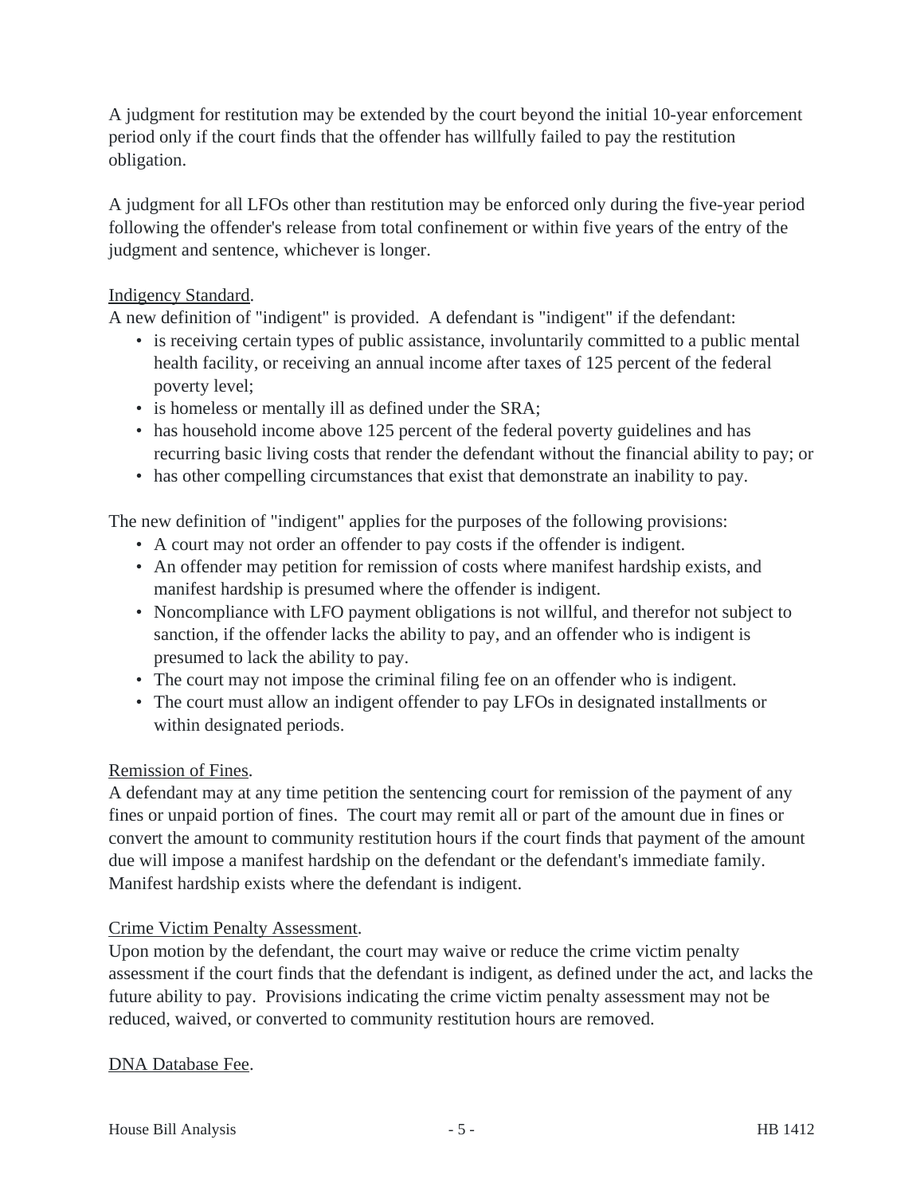A judgment for restitution may be extended by the court beyond the initial 10-year enforcement period only if the court finds that the offender has willfully failed to pay the restitution obligation.

A judgment for all LFOs other than restitution may be enforced only during the five-year period following the offender's release from total confinement or within five years of the entry of the judgment and sentence, whichever is longer.

Indigency Standard.

A new definition of "indigent" is provided. A defendant is "indigent" if the defendant:

- is receiving certain types of public assistance, involuntarily committed to a public mental health facility, or receiving an annual income after taxes of 125 percent of the federal poverty level;
- is homeless or mentally ill as defined under the SRA;
- has household income above 125 percent of the federal poverty guidelines and has recurring basic living costs that render the defendant without the financial ability to pay; or
- has other compelling circumstances that exist that demonstrate an inability to pay.

The new definition of "indigent" applies for the purposes of the following provisions:

- A court may not order an offender to pay costs if the offender is indigent.
- An offender may petition for remission of costs where manifest hardship exists, and manifest hardship is presumed where the offender is indigent.
- Noncompliance with LFO payment obligations is not willful, and therefor not subject to sanction, if the offender lacks the ability to pay, and an offender who is indigent is presumed to lack the ability to pay.
- The court may not impose the criminal filing fee on an offender who is indigent.
- The court must allow an indigent offender to pay LFOs in designated installments or within designated periods.

Remission of Fines.

A defendant may at any time petition the sentencing court for remission of the payment of any fines or unpaid portion of fines. The court may remit all or part of the amount due in fines or convert the amount to community restitution hours if the court finds that payment of the amount due will impose a manifest hardship on the defendant or the defendant's immediate family. Manifest hardship exists where the defendant is indigent.

Crime Victim Penalty Assessment.

Upon motion by the defendant, the court may waive or reduce the crime victim penalty assessment if the court finds that the defendant is indigent, as defined under the act, and lacks the future ability to pay. Provisions indicating the crime victim penalty assessment may not be reduced, waived, or converted to community restitution hours are removed.

DNA Database Fee.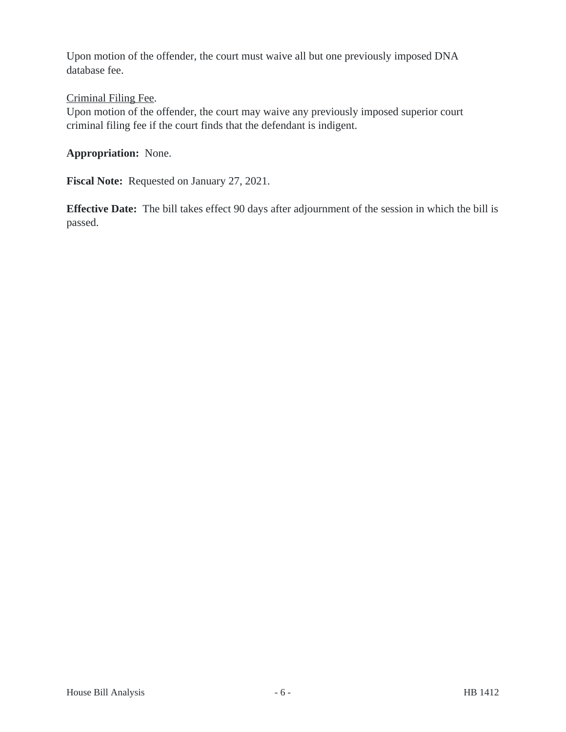Upon motion of the offender, the court must waive all but one previously imposed DNA database fee.

Criminal Filing Fee.
Upon motion of the offender, the court may waive any previously imposed superior court criminal filing fee if the court finds that the defendant is indigent.

**Appropriation:** None.

**Fiscal Note:** Requested on January 27, 2021.

**Effective Date:** The bill takes effect 90 days after adjournment of the session in which the bill is passed.